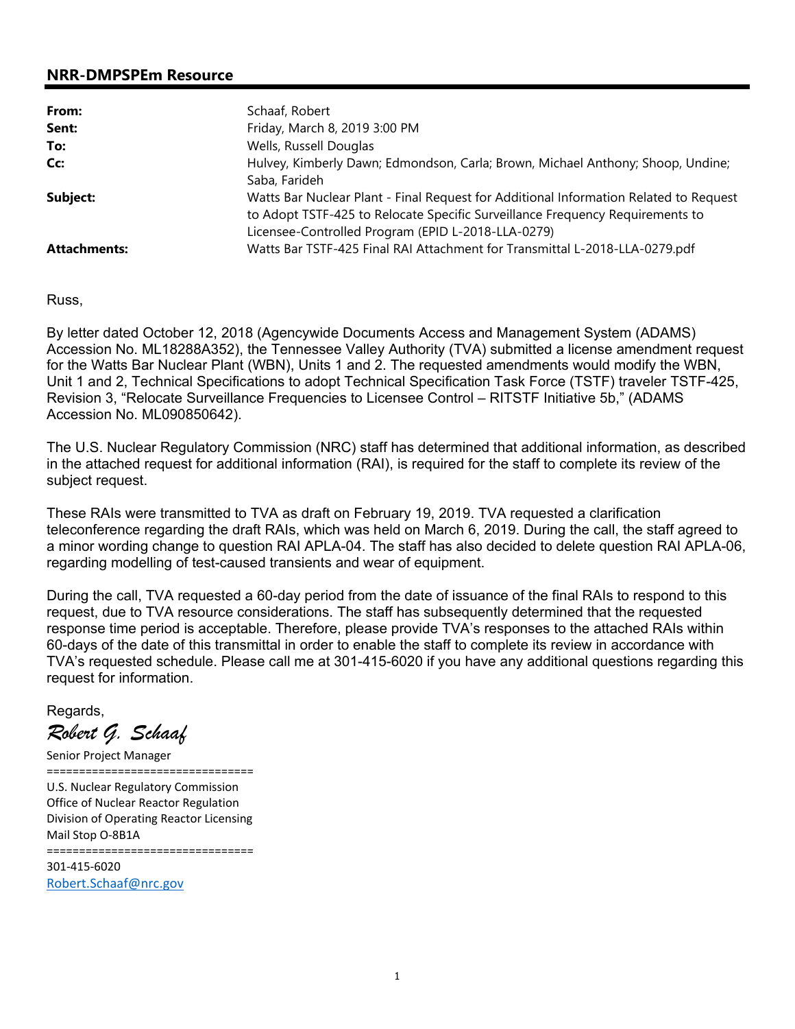## NRR-DMPSPEm Resource

| | |
|---|---|
| **From:** | Schaaf, Robert |
| **Sent:** | Friday, March 8, 2019 3:00 PM |
| **To:** | Wells, Russell Douglas |
| **Cc:** | Hulvey, Kimberly Dawn; Edmondson, Carla; Brown, Michael Anthony; Shoop, Undine; Saba, Farideh |
| **Subject:** | Watts Bar Nuclear Plant - Final Request for Additional Information Related to Request to Adopt TSTF-425 to Relocate Specific Surveillance Frequency Requirements to Licensee-Controlled Program (EPID L-2018-LLA-0279) |
| **Attachments:** | Watts Bar TSTF-425 Final RAI Attachment for Transmittal L-2018-LLA-0279.pdf |

Russ,

By letter dated October 12, 2018 (Agencywide Documents Access and Management System (ADAMS) Accession No. ML18288A352), the Tennessee Valley Authority (TVA) submitted a license amendment request for the Watts Bar Nuclear Plant (WBN), Units 1 and 2. The requested amendments would modify the WBN, Unit 1 and 2, Technical Specifications to adopt Technical Specification Task Force (TSTF) traveler TSTF-425, Revision 3, "Relocate Surveillance Frequencies to Licensee Control – RITSTF Initiative 5b," (ADAMS Accession No. ML090850642).

The U.S. Nuclear Regulatory Commission (NRC) staff has determined that additional information, as described in the attached request for additional information (RAI), is required for the staff to complete its review of the subject request.

These RAIs were transmitted to TVA as draft on February 19, 2019. TVA requested a clarification teleconference regarding the draft RAIs, which was held on March 6, 2019. During the call, the staff agreed to a minor wording change to question RAI APLA-04. The staff has also decided to delete question RAI APLA-06, regarding modelling of test-caused transients and wear of equipment.

During the call, TVA requested a 60-day period from the date of issuance of the final RAIs to respond to this request, due to TVA resource considerations. The staff has subsequently determined that the requested response time period is acceptable. Therefore, please provide TVA's responses to the attached RAIs within 60-days of the date of this transmittal in order to enable the staff to complete its review in accordance with TVA's requested schedule. Please call me at 301-415-6020 if you have any additional questions regarding this request for information.

Regards,

*Robert G. Schaaf*

Senior Project Manager

===============================

U.S. Nuclear Regulatory Commission
Office of Nuclear Reactor Regulation
Division of Operating Reactor Licensing
Mail Stop O-8B1A

===============================

301-415-6020
Robert.Schaaf@nrc.gov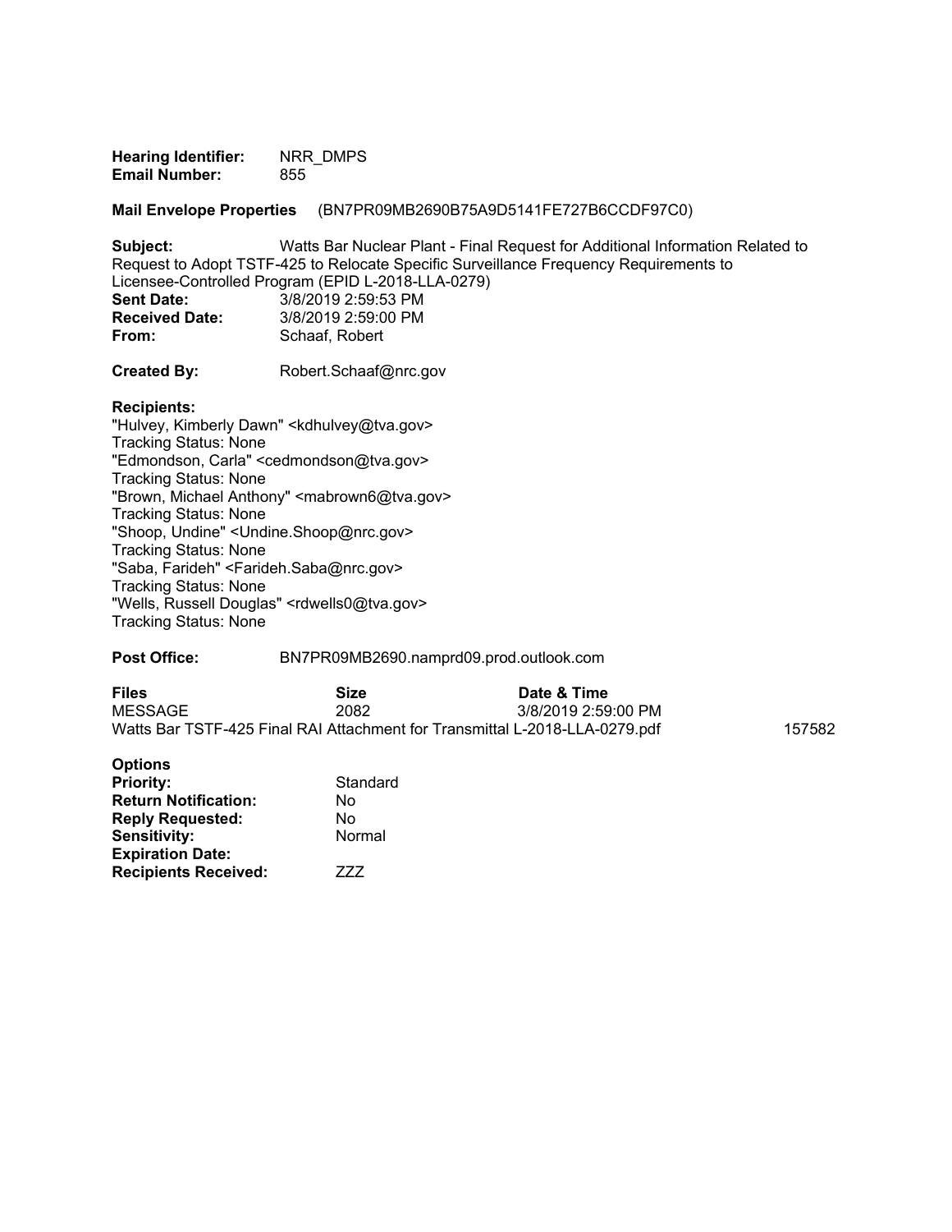**Hearing Identifier:** NRR_DMPS
**Email Number:** 855

**Mail Envelope Properties** (BN7PR09MB2690B75A9D5141FE727B6CCDF97C0)

**Subject:** Watts Bar Nuclear Plant - Final Request for Additional Information Related to Request to Adopt TSTF-425 to Relocate Specific Surveillance Frequency Requirements to Licensee-Controlled Program (EPID L-2018-LLA-0279)
**Sent Date:** 3/8/2019 2:59:53 PM
**Received Date:** 3/8/2019 2:59:00 PM
**From:** Schaaf, Robert

**Created By:** Robert.Schaaf@nrc.gov

**Recipients:**
"Hulvey, Kimberly Dawn" <kdhulvey@tva.gov>
Tracking Status: None
"Edmondson, Carla" <cedmondson@tva.gov>
Tracking Status: None
"Brown, Michael Anthony" <mabrown6@tva.gov>
Tracking Status: None
"Shoop, Undine" <Undine.Shoop@nrc.gov>
Tracking Status: None
"Saba, Farideh" <Farideh.Saba@nrc.gov>
Tracking Status: None
"Wells, Russell Douglas" <rdwells0@tva.gov>
Tracking Status: None

**Post Office:** BN7PR09MB2690.namprd09.prod.outlook.com

| **Files** | **Size** | **Date & Time** |
|---|---|---|
| MESSAGE | 2082 | 3/8/2019 2:59:00 PM |
| Watts Bar TSTF-425 Final RAI Attachment for Transmittal L-2018-LLA-0279.pdf | 157582 | |

**Options**
**Priority:** Standard
**Return Notification:** No
**Reply Requested:** No
**Sensitivity:** Normal
**Expiration Date:**
**Recipients Received:** ZZZ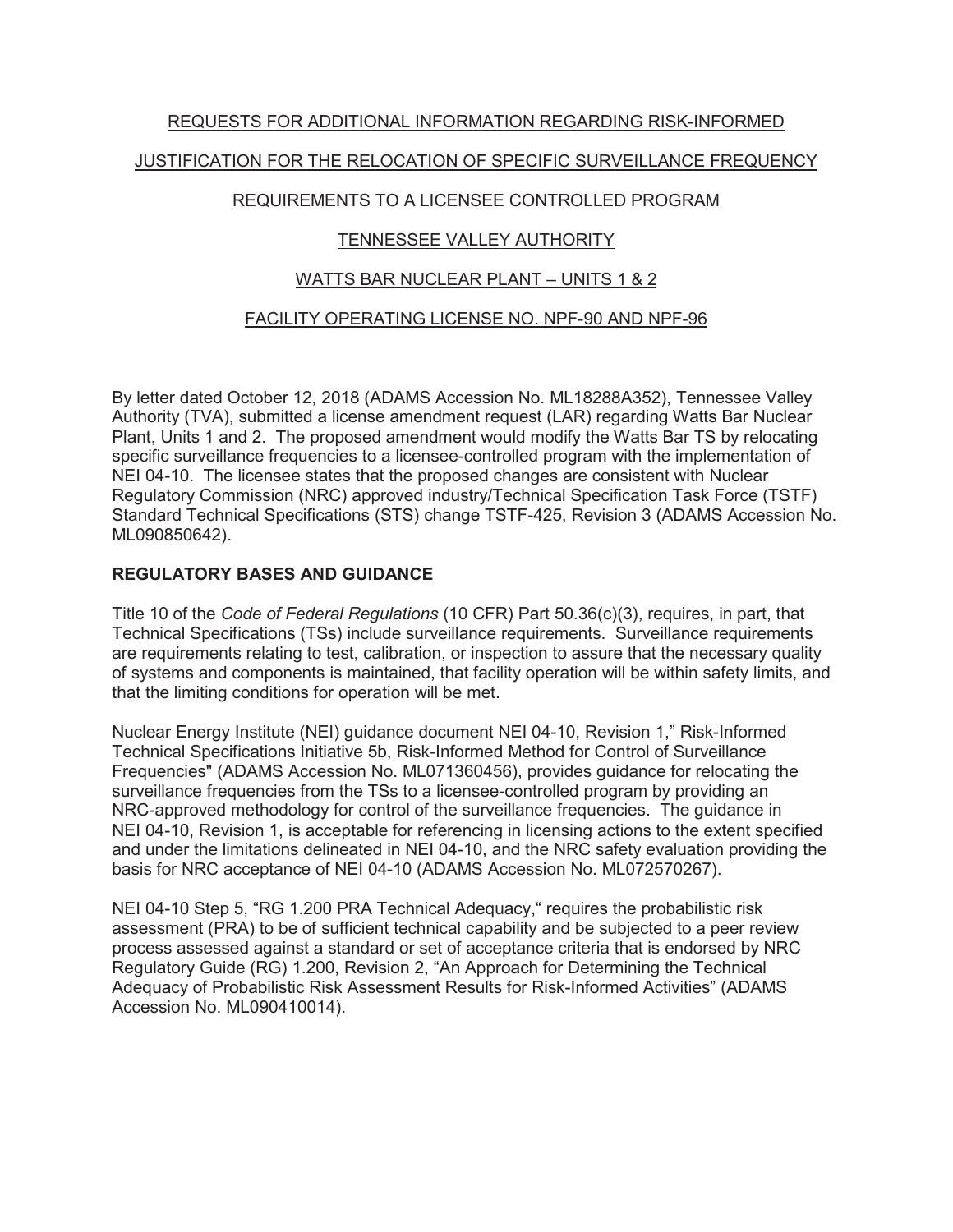REQUESTS FOR ADDITIONAL INFORMATION REGARDING RISK-INFORMED

JUSTIFICATION FOR THE RELOCATION OF SPECIFIC SURVEILLANCE FREQUENCY

REQUIREMENTS TO A LICENSEE CONTROLLED PROGRAM

TENNESSEE VALLEY AUTHORITY

WATTS BAR NUCLEAR PLANT – UNITS 1 & 2

FACILITY OPERATING LICENSE NO. NPF-90 AND NPF-96

By letter dated October 12, 2018 (ADAMS Accession No. ML18288A352), Tennessee Valley Authority (TVA), submitted a license amendment request (LAR) regarding Watts Bar Nuclear Plant, Units 1 and 2. The proposed amendment would modify the Watts Bar TS by relocating specific surveillance frequencies to a licensee-controlled program with the implementation of NEI 04-10. The licensee states that the proposed changes are consistent with Nuclear Regulatory Commission (NRC) approved industry/Technical Specification Task Force (TSTF) Standard Technical Specifications (STS) change TSTF-425, Revision 3 (ADAMS Accession No. ML090850642).

**REGULATORY BASES AND GUIDANCE**

Title 10 of the *Code of Federal Regulations* (10 CFR) Part 50.36(c)(3), requires, in part, that Technical Specifications (TSs) include surveillance requirements. Surveillance requirements are requirements relating to test, calibration, or inspection to assure that the necessary quality of systems and components is maintained, that facility operation will be within safety limits, and that the limiting conditions for operation will be met.

Nuclear Energy Institute (NEI) guidance document NEI 04-10, Revision 1," Risk-Informed Technical Specifications Initiative 5b, Risk-Informed Method for Control of Surveillance Frequencies" (ADAMS Accession No. ML071360456), provides guidance for relocating the surveillance frequencies from the TSs to a licensee-controlled program by providing an NRC-approved methodology for control of the surveillance frequencies. The guidance in NEI 04-10, Revision 1, is acceptable for referencing in licensing actions to the extent specified and under the limitations delineated in NEI 04-10, and the NRC safety evaluation providing the basis for NRC acceptance of NEI 04-10 (ADAMS Accession No. ML072570267).

NEI 04-10 Step 5, "RG 1.200 PRA Technical Adequacy," requires the probabilistic risk assessment (PRA) to be of sufficient technical capability and be subjected to a peer review process assessed against a standard or set of acceptance criteria that is endorsed by NRC Regulatory Guide (RG) 1.200, Revision 2, "An Approach for Determining the Technical Adequacy of Probabilistic Risk Assessment Results for Risk-Informed Activities" (ADAMS Accession No. ML090410014).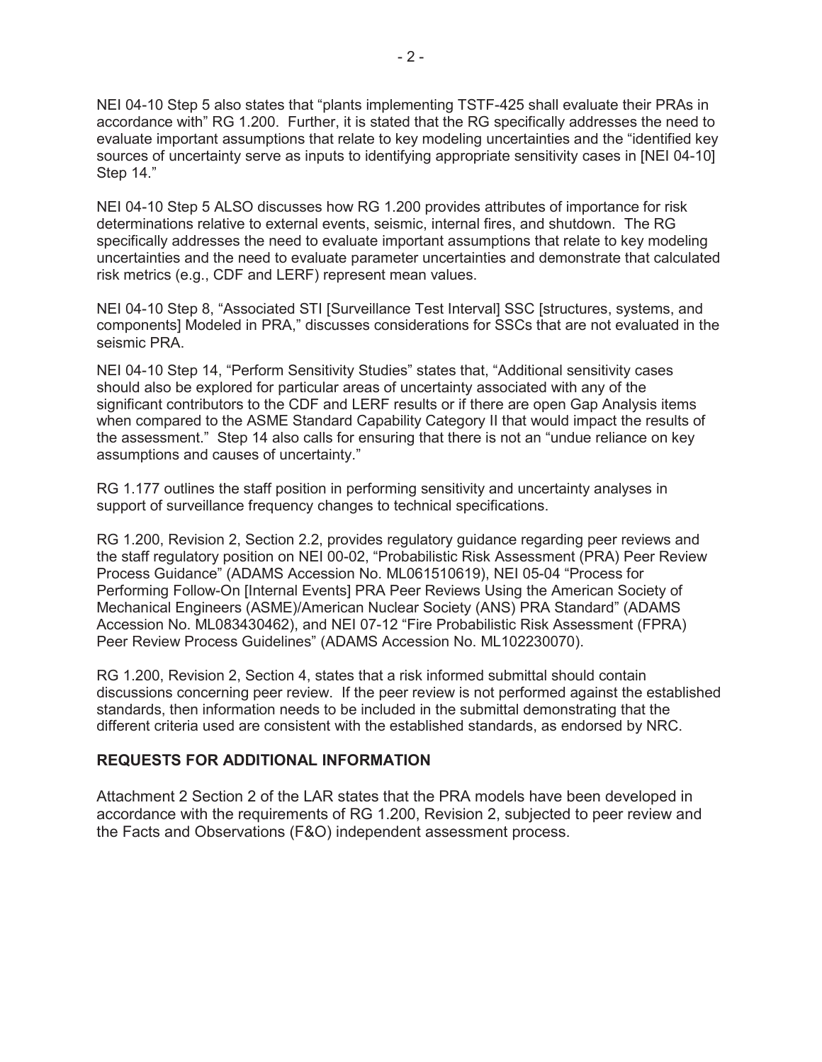NEI 04-10 Step 5 also states that "plants implementing TSTF-425 shall evaluate their PRAs in accordance with" RG 1.200. Further, it is stated that the RG specifically addresses the need to evaluate important assumptions that relate to key modeling uncertainties and the "identified key sources of uncertainty serve as inputs to identifying appropriate sensitivity cases in [NEI 04-10] Step 14."

NEI 04-10 Step 5 ALSO discusses how RG 1.200 provides attributes of importance for risk determinations relative to external events, seismic, internal fires, and shutdown. The RG specifically addresses the need to evaluate important assumptions that relate to key modeling uncertainties and the need to evaluate parameter uncertainties and demonstrate that calculated risk metrics (e.g., CDF and LERF) represent mean values.

NEI 04-10 Step 8, "Associated STI [Surveillance Test Interval] SSC [structures, systems, and components] Modeled in PRA," discusses considerations for SSCs that are not evaluated in the seismic PRA.

NEI 04-10 Step 14, "Perform Sensitivity Studies" states that, "Additional sensitivity cases should also be explored for particular areas of uncertainty associated with any of the significant contributors to the CDF and LERF results or if there are open Gap Analysis items when compared to the ASME Standard Capability Category II that would impact the results of the assessment." Step 14 also calls for ensuring that there is not an "undue reliance on key assumptions and causes of uncertainty."

RG 1.177 outlines the staff position in performing sensitivity and uncertainty analyses in support of surveillance frequency changes to technical specifications.

RG 1.200, Revision 2, Section 2.2, provides regulatory guidance regarding peer reviews and the staff regulatory position on NEI 00-02, "Probabilistic Risk Assessment (PRA) Peer Review Process Guidance" (ADAMS Accession No. ML061510619), NEI 05-04 "Process for Performing Follow-On [Internal Events] PRA Peer Reviews Using the American Society of Mechanical Engineers (ASME)/American Nuclear Society (ANS) PRA Standard" (ADAMS Accession No. ML083430462), and NEI 07-12 "Fire Probabilistic Risk Assessment (FPRA) Peer Review Process Guidelines" (ADAMS Accession No. ML102230070).

RG 1.200, Revision 2, Section 4, states that a risk informed submittal should contain discussions concerning peer review. If the peer review is not performed against the established standards, then information needs to be included in the submittal demonstrating that the different criteria used are consistent with the established standards, as endorsed by NRC.

## REQUESTS FOR ADDITIONAL INFORMATION

Attachment 2 Section 2 of the LAR states that the PRA models have been developed in accordance with the requirements of RG 1.200, Revision 2, subjected to peer review and the Facts and Observations (F&O) independent assessment process.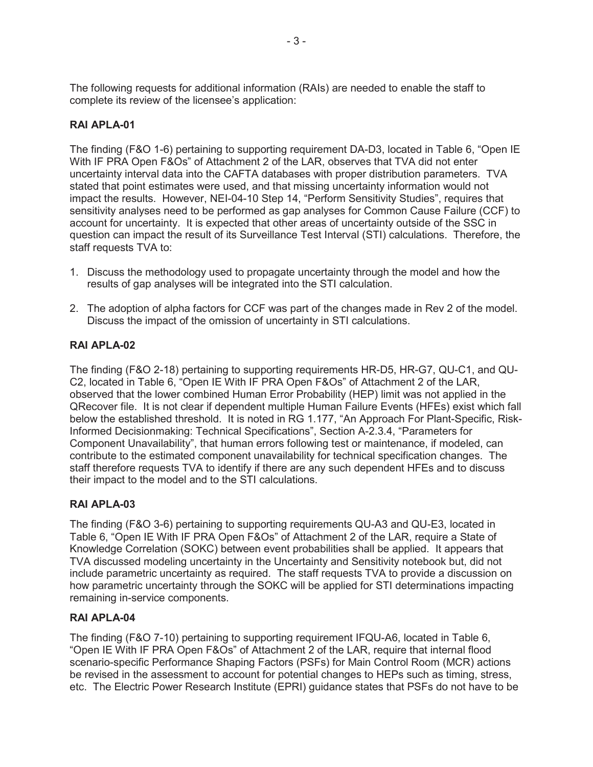The following requests for additional information (RAIs) are needed to enable the staff to complete its review of the licensee's application:

**RAI APLA-01**

The finding (F&O 1-6) pertaining to supporting requirement DA-D3, located in Table 6, "Open IE With IF PRA Open F&Os" of Attachment 2 of the LAR, observes that TVA did not enter uncertainty interval data into the CAFTA databases with proper distribution parameters. TVA stated that point estimates were used, and that missing uncertainty information would not impact the results. However, NEI-04-10 Step 14, "Perform Sensitivity Studies", requires that sensitivity analyses need to be performed as gap analyses for Common Cause Failure (CCF) to account for uncertainty. It is expected that other areas of uncertainty outside of the SSC in question can impact the result of its Surveillance Test Interval (STI) calculations. Therefore, the staff requests TVA to:

1. Discuss the methodology used to propagate uncertainty through the model and how the results of gap analyses will be integrated into the STI calculation.
2. The adoption of alpha factors for CCF was part of the changes made in Rev 2 of the model. Discuss the impact of the omission of uncertainty in STI calculations.

**RAI APLA-02**

The finding (F&O 2-18) pertaining to supporting requirements HR-D5, HR-G7, QU-C1, and QU-C2, located in Table 6, "Open IE With IF PRA Open F&Os" of Attachment 2 of the LAR, observed that the lower combined Human Error Probability (HEP) limit was not applied in the QRecover file. It is not clear if dependent multiple Human Failure Events (HFEs) exist which fall below the established threshold. It is noted in RG 1.177, "An Approach For Plant-Specific, Risk-Informed Decisionmaking: Technical Specifications", Section A-2.3.4, "Parameters for Component Unavailability", that human errors following test or maintenance, if modeled, can contribute to the estimated component unavailability for technical specification changes. The staff therefore requests TVA to identify if there are any such dependent HFEs and to discuss their impact to the model and to the STI calculations.

**RAI APLA-03**

The finding (F&O 3-6) pertaining to supporting requirements QU-A3 and QU-E3, located in Table 6, "Open IE With IF PRA Open F&Os" of Attachment 2 of the LAR, require a State of Knowledge Correlation (SOKC) between event probabilities shall be applied. It appears that TVA discussed modeling uncertainty in the Uncertainty and Sensitivity notebook but, did not include parametric uncertainty as required. The staff requests TVA to provide a discussion on how parametric uncertainty through the SOKC will be applied for STI determinations impacting remaining in-service components.

**RAI APLA-04**

The finding (F&O 7-10) pertaining to supporting requirement IFQU-A6, located in Table 6, "Open IE With IF PRA Open F&Os" of Attachment 2 of the LAR, require that internal flood scenario-specific Performance Shaping Factors (PSFs) for Main Control Room (MCR) actions be revised in the assessment to account for potential changes to HEPs such as timing, stress, etc. The Electric Power Research Institute (EPRI) guidance states that PSFs do not have to be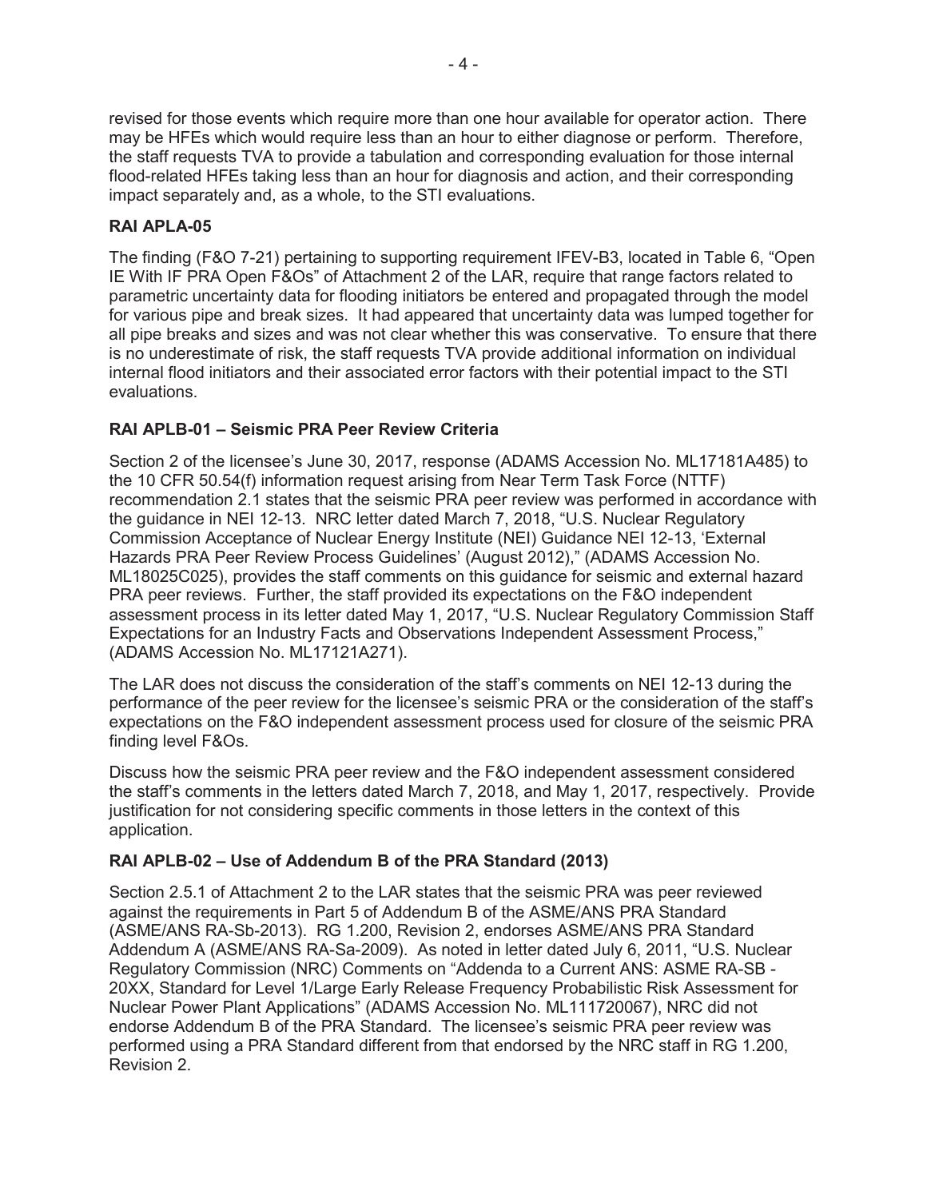revised for those events which require more than one hour available for operator action. There may be HFEs which would require less than an hour to either diagnose or perform. Therefore, the staff requests TVA to provide a tabulation and corresponding evaluation for those internal flood-related HFEs taking less than an hour for diagnosis and action, and their corresponding impact separately and, as a whole, to the STI evaluations.

**RAI APLA-05**

The finding (F&O 7-21) pertaining to supporting requirement IFEV-B3, located in Table 6, "Open IE With IF PRA Open F&Os" of Attachment 2 of the LAR, require that range factors related to parametric uncertainty data for flooding initiators be entered and propagated through the model for various pipe and break sizes. It had appeared that uncertainty data was lumped together for all pipe breaks and sizes and was not clear whether this was conservative. To ensure that there is no underestimate of risk, the staff requests TVA provide additional information on individual internal flood initiators and their associated error factors with their potential impact to the STI evaluations.

**RAI APLB-01 – Seismic PRA Peer Review Criteria**

Section 2 of the licensee's June 30, 2017, response (ADAMS Accession No. ML17181A485) to the 10 CFR 50.54(f) information request arising from Near Term Task Force (NTTF) recommendation 2.1 states that the seismic PRA peer review was performed in accordance with the guidance in NEI 12-13. NRC letter dated March 7, 2018, "U.S. Nuclear Regulatory Commission Acceptance of Nuclear Energy Institute (NEI) Guidance NEI 12-13, 'External Hazards PRA Peer Review Process Guidelines' (August 2012)," (ADAMS Accession No. ML18025C025), provides the staff comments on this guidance for seismic and external hazard PRA peer reviews. Further, the staff provided its expectations on the F&O independent assessment process in its letter dated May 1, 2017, "U.S. Nuclear Regulatory Commission Staff Expectations for an Industry Facts and Observations Independent Assessment Process," (ADAMS Accession No. ML17121A271).

The LAR does not discuss the consideration of the staff's comments on NEI 12-13 during the performance of the peer review for the licensee's seismic PRA or the consideration of the staff's expectations on the F&O independent assessment process used for closure of the seismic PRA finding level F&Os.

Discuss how the seismic PRA peer review and the F&O independent assessment considered the staff's comments in the letters dated March 7, 2018, and May 1, 2017, respectively. Provide justification for not considering specific comments in those letters in the context of this application.

**RAI APLB-02 – Use of Addendum B of the PRA Standard (2013)**

Section 2.5.1 of Attachment 2 to the LAR states that the seismic PRA was peer reviewed against the requirements in Part 5 of Addendum B of the ASME/ANS PRA Standard (ASME/ANS RA-Sb-2013). RG 1.200, Revision 2, endorses ASME/ANS PRA Standard Addendum A (ASME/ANS RA-Sa-2009). As noted in letter dated July 6, 2011, "U.S. Nuclear Regulatory Commission (NRC) Comments on "Addenda to a Current ANS: ASME RA-SB - 20XX, Standard for Level 1/Large Early Release Frequency Probabilistic Risk Assessment for Nuclear Power Plant Applications" (ADAMS Accession No. ML111720067), NRC did not endorse Addendum B of the PRA Standard. The licensee's seismic PRA peer review was performed using a PRA Standard different from that endorsed by the NRC staff in RG 1.200, Revision 2.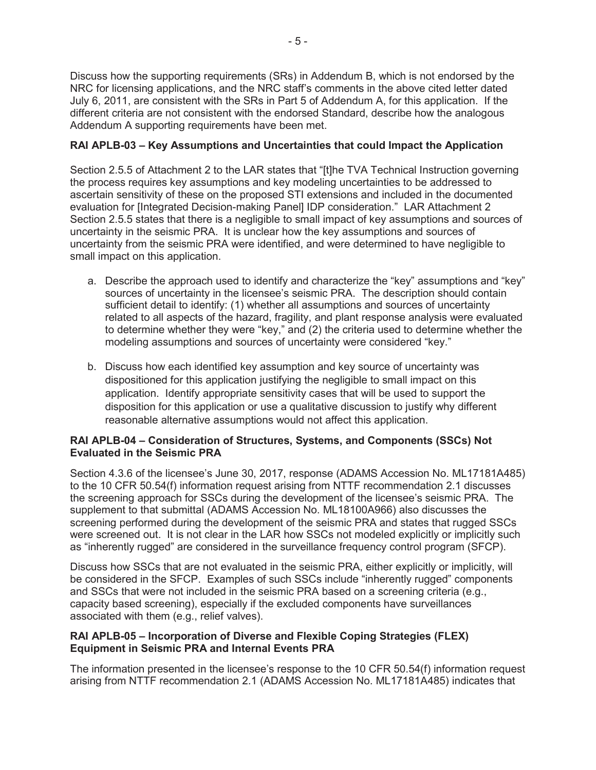Discuss how the supporting requirements (SRs) in Addendum B, which is not endorsed by the NRC for licensing applications, and the NRC staff's comments in the above cited letter dated July 6, 2011, are consistent with the SRs in Part 5 of Addendum A, for this application. If the different criteria are not consistent with the endorsed Standard, describe how the analogous Addendum A supporting requirements have been met.

**RAI APLB-03 – Key Assumptions and Uncertainties that could Impact the Application**

Section 2.5.5 of Attachment 2 to the LAR states that "[t]he TVA Technical Instruction governing the process requires key assumptions and key modeling uncertainties to be addressed to ascertain sensitivity of these on the proposed STI extensions and included in the documented evaluation for [Integrated Decision-making Panel] IDP consideration." LAR Attachment 2 Section 2.5.5 states that there is a negligible to small impact of key assumptions and sources of uncertainty in the seismic PRA. It is unclear how the key assumptions and sources of uncertainty from the seismic PRA were identified, and were determined to have negligible to small impact on this application.

a. Describe the approach used to identify and characterize the "key" assumptions and "key" sources of uncertainty in the licensee's seismic PRA. The description should contain sufficient detail to identify: (1) whether all assumptions and sources of uncertainty related to all aspects of the hazard, fragility, and plant response analysis were evaluated to determine whether they were "key," and (2) the criteria used to determine whether the modeling assumptions and sources of uncertainty were considered "key."

b. Discuss how each identified key assumption and key source of uncertainty was dispositioned for this application justifying the negligible to small impact on this application. Identify appropriate sensitivity cases that will be used to support the disposition for this application or use a qualitative discussion to justify why different reasonable alternative assumptions would not affect this application.

**RAI APLB-04 – Consideration of Structures, Systems, and Components (SSCs) Not Evaluated in the Seismic PRA**

Section 4.3.6 of the licensee's June 30, 2017, response (ADAMS Accession No. ML17181A485) to the 10 CFR 50.54(f) information request arising from NTTF recommendation 2.1 discusses the screening approach for SSCs during the development of the licensee's seismic PRA. The supplement to that submittal (ADAMS Accession No. ML18100A966) also discusses the screening performed during the development of the seismic PRA and states that rugged SSCs were screened out. It is not clear in the LAR how SSCs not modeled explicitly or implicitly such as "inherently rugged" are considered in the surveillance frequency control program (SFCP).

Discuss how SSCs that are not evaluated in the seismic PRA, either explicitly or implicitly, will be considered in the SFCP. Examples of such SSCs include "inherently rugged" components and SSCs that were not included in the seismic PRA based on a screening criteria (e.g., capacity based screening), especially if the excluded components have surveillances associated with them (e.g., relief valves).

**RAI APLB-05 – Incorporation of Diverse and Flexible Coping Strategies (FLEX) Equipment in Seismic PRA and Internal Events PRA**

The information presented in the licensee's response to the 10 CFR 50.54(f) information request arising from NTTF recommendation 2.1 (ADAMS Accession No. ML17181A485) indicates that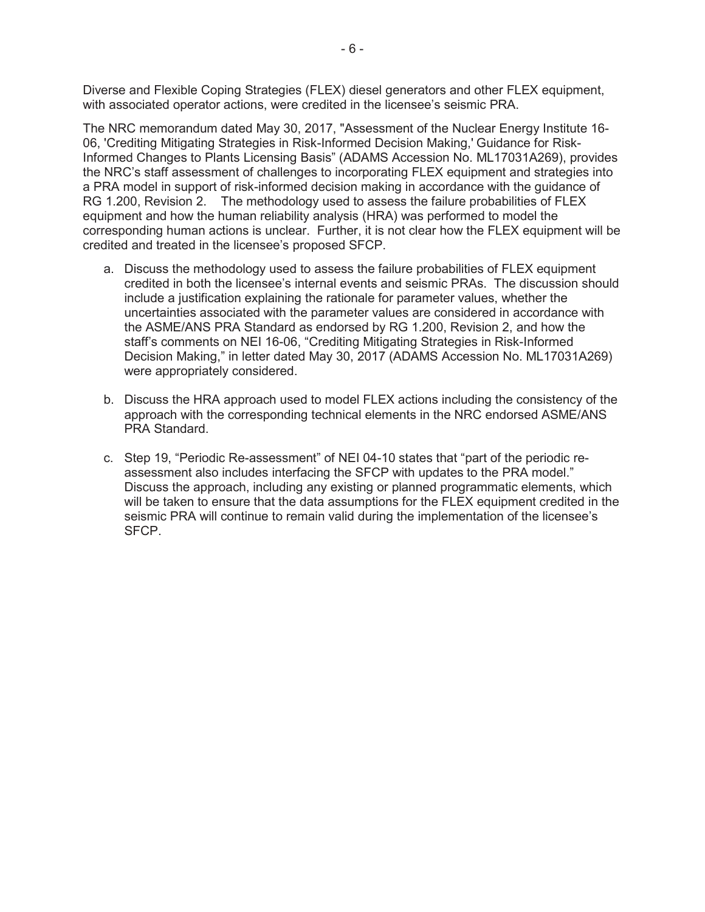Diverse and Flexible Coping Strategies (FLEX) diesel generators and other FLEX equipment, with associated operator actions, were credited in the licensee's seismic PRA.

The NRC memorandum dated May 30, 2017, "Assessment of the Nuclear Energy Institute 16-06, 'Crediting Mitigating Strategies in Risk-Informed Decision Making,' Guidance for Risk-Informed Changes to Plants Licensing Basis" (ADAMS Accession No. ML17031A269), provides the NRC's staff assessment of challenges to incorporating FLEX equipment and strategies into a PRA model in support of risk-informed decision making in accordance with the guidance of RG 1.200, Revision 2. The methodology used to assess the failure probabilities of FLEX equipment and how the human reliability analysis (HRA) was performed to model the corresponding human actions is unclear. Further, it is not clear how the FLEX equipment will be credited and treated in the licensee's proposed SFCP.

a. Discuss the methodology used to assess the failure probabilities of FLEX equipment credited in both the licensee's internal events and seismic PRAs. The discussion should include a justification explaining the rationale for parameter values, whether the uncertainties associated with the parameter values are considered in accordance with the ASME/ANS PRA Standard as endorsed by RG 1.200, Revision 2, and how the staff's comments on NEI 16-06, "Crediting Mitigating Strategies in Risk-Informed Decision Making," in letter dated May 30, 2017 (ADAMS Accession No. ML17031A269) were appropriately considered.

b. Discuss the HRA approach used to model FLEX actions including the consistency of the approach with the corresponding technical elements in the NRC endorsed ASME/ANS PRA Standard.

c. Step 19, "Periodic Re-assessment" of NEI 04-10 states that "part of the periodic re-assessment also includes interfacing the SFCP with updates to the PRA model." Discuss the approach, including any existing or planned programmatic elements, which will be taken to ensure that the data assumptions for the FLEX equipment credited in the seismic PRA will continue to remain valid during the implementation of the licensee's SFCP.